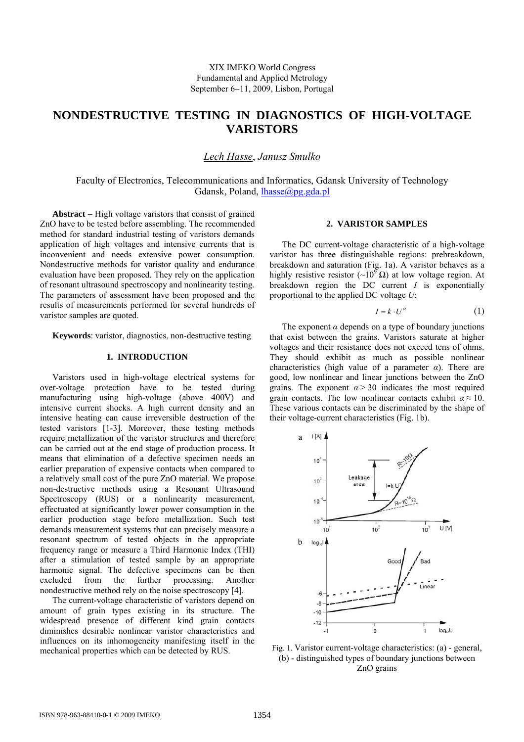XIX IMEKO World Congress
Fundamental and Applied Metrology
September 6−11, 2009, Lisbon, Portugal

# NONDESTRUCTIVE TESTING IN DIAGNOSTICS OF HIGH-VOLTAGE VARISTORS

*Lech Hasse, Janusz Smulko*

Faculty of Electronics, Telecommunications and Informatics, Gdansk University of Technology
Gdansk, Poland, lhasse@pg.gda.pl

**Abstract** – High voltage varistors that consist of grained ZnO have to be tested before assembling. The recommended method for standard industrial testing of varistors demands application of high voltages and intensive currents that is inconvenient and needs extensive power consumption. Nondestructive methods for varistor quality and endurance evaluation have been proposed. They rely on the application of resonant ultrasound spectroscopy and nonlinearity testing. The parameters of assessment have been proposed and the results of measurements performed for several hundreds of varistor samples are quoted.

**Keywords**: varistor, diagnostics, non-destructive testing

## 1. INTRODUCTION

Varistors used in high-voltage electrical systems for over-voltage protection have to be tested during manufacturing using high-voltage (above 400V) and intensive current shocks. A high current density and an intensive heating can cause irreversible destruction of the tested varistors [1-3]. Moreover, these testing methods require metallization of the varistor structures and therefore can be carried out at the end stage of production process. It means that elimination of a defective specimen needs an earlier preparation of expensive contacts when compared to a relatively small cost of the pure ZnO material. We propose non-destructive methods using a Resonant Ultrasound Spectroscopy (RUS) or a nonlinearity measurement, effectuated at significantly lower power consumption in the earlier production stage before metallization. Such test demands measurement systems that can precisely measure a resonant spectrum of tested objects in the appropriate frequency range or measure a Third Harmonic Index (THI) after a stimulation of tested sample by an appropriate harmonic signal. The defective specimens can be then excluded from the further processing. Another nondestructive method rely on the noise spectroscopy [4].

The current-voltage characteristic of varistors depend on amount of grain types existing in its structure. The widespread presence of different kind grain contacts diminishes desirable nonlinear varistor characteristics and influences on its inhomogeneity manifesting itself in the mechanical properties which can be detected by RUS.

## 2. VARISTOR SAMPLES

The DC current-voltage characteristic of a high-voltage varistor has three distinguishable regions: prebreakdown, breakdown and saturation (Fig. 1a). A varistor behaves as a highly resistive resistor (~$10^9$ Ω) at low voltage region. At breakdown region the DC current $I$ is exponentially proportional to the applied DC voltage $U$:

$$I = k \cdot U^{\alpha} \tag{1}$$

The exponent $\alpha$ depends on a type of boundary junctions that exist between the grains. Varistors saturate at higher voltages and their resistance does not exceed tens of ohms. They should exhibit as much as possible nonlinear characteristics (high value of a parameter $\alpha$). There are good, low nonlinear and linear junctions between the ZnO grains. The exponent $\alpha > 30$ indicates the most required grain contacts. The low nonlinear contacts exhibit $\alpha \approx 10$. These various contacts can be discriminated by the shape of their voltage-current characteristics (Fig. 1b).

Fig. 1. Varistor current-voltage characteristics: (a) - general, (b) - distinguished types of boundary junctions between ZnO grains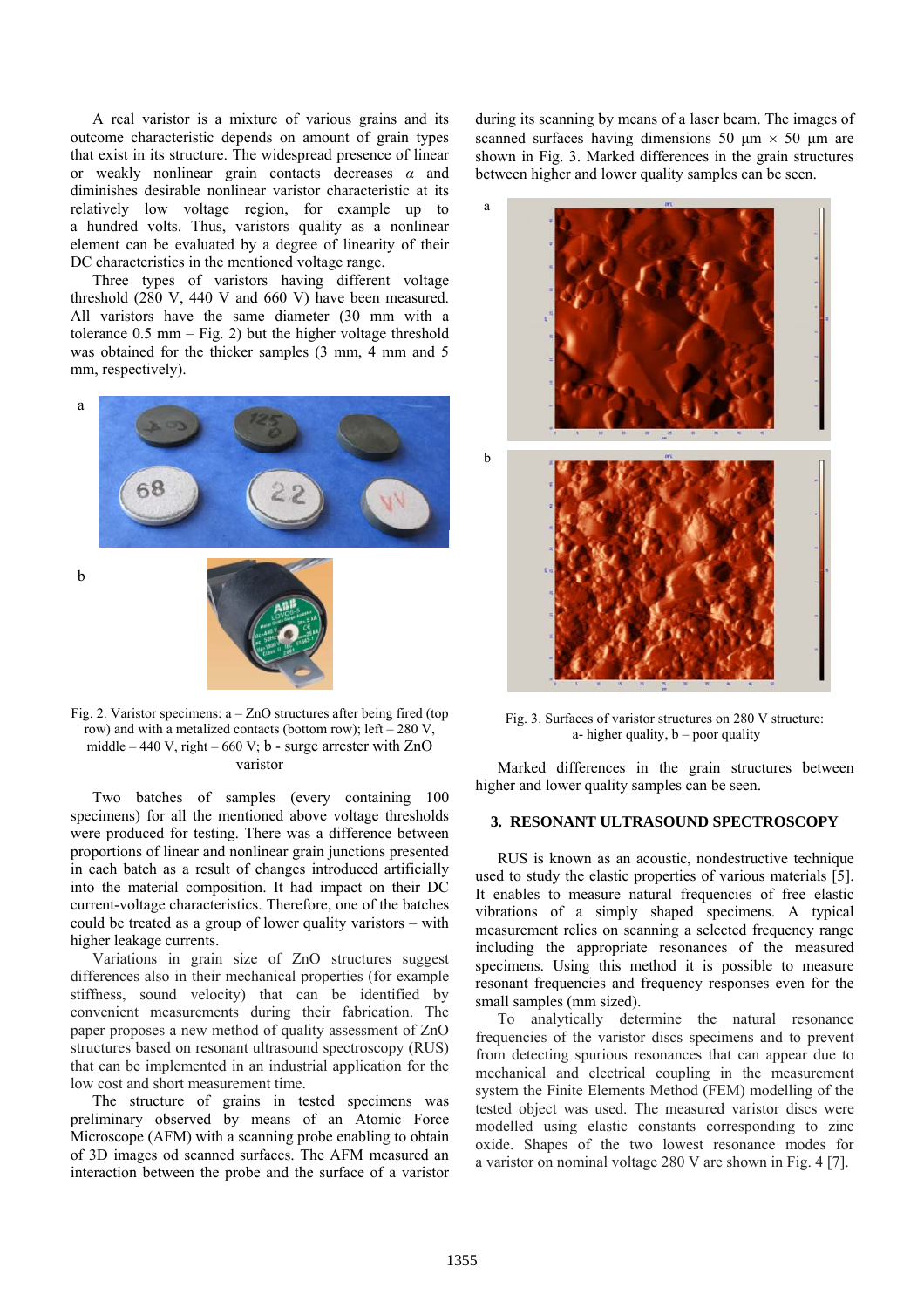A real varistor is a mixture of various grains and its outcome characteristic depends on amount of grain types that exist in its structure. The widespread presence of linear or weakly nonlinear grain contacts decreases $\alpha$ and diminishes desirable nonlinear varistor characteristic at its relatively low voltage region, for example up to a hundred volts. Thus, varistors quality as a nonlinear element can be evaluated by a degree of linearity of their DC characteristics in the mentioned voltage range.

Three types of varistors having different voltage threshold (280 V, 440 V and 660 V) have been measured. All varistors have the same diameter (30 mm with a tolerance 0.5 mm – Fig. 2) but the higher voltage threshold was obtained for the thicker samples (3 mm, 4 mm and 5 mm, respectively).

Fig. 2. Varistor specimens: a – ZnO structures after being fired (top row) and with a metalized contacts (bottom row); left – 280 V, middle – 440 V, right – 660 V; b - surge arrester with ZnO varistor

Two batches of samples (every containing 100 specimens) for all the mentioned above voltage thresholds were produced for testing. There was a difference between proportions of linear and nonlinear grain junctions presented in each batch as a result of changes introduced artificially into the material composition. It had impact on their DC current-voltage characteristics. Therefore, one of the batches could be treated as a group of lower quality varistors – with higher leakage currents.

Variations in grain size of ZnO structures suggest differences also in their mechanical properties (for example stiffness, sound velocity) that can be identified by convenient measurements during their fabrication. The paper proposes a new method of quality assessment of ZnO structures based on resonant ultrasound spectroscopy (RUS) that can be implemented in an industrial application for the low cost and short measurement time.

The structure of grains in tested specimens was preliminary observed by means of an Atomic Force Microscope (AFM) with a scanning probe enabling to obtain of 3D images od scanned surfaces. The AFM measured an interaction between the probe and the surface of a varistor during its scanning by means of a laser beam. The images of scanned surfaces having dimensions 50 µm × 50 µm are shown in Fig. 3. Marked differences in the grain structures between higher and lower quality samples can be seen.

Fig. 3. Surfaces of varistor structures on 280 V structure: a- higher quality, b – poor quality

Marked differences in the grain structures between higher and lower quality samples can be seen.

## 3. RESONANT ULTRASOUND SPECTROSCOPY

RUS is known as an acoustic, nondestructive technique used to study the elastic properties of various materials [5]. It enables to measure natural frequencies of free elastic vibrations of a simply shaped specimens. A typical measurement relies on scanning a selected frequency range including the appropriate resonances of the measured specimens. Using this method it is possible to measure resonant frequencies and frequency responses even for the small samples (mm sized).

To analytically determine the natural resonance frequencies of the varistor discs specimens and to prevent from detecting spurious resonances that can appear due to mechanical and electrical coupling in the measurement system the Finite Elements Method (FEM) modelling of the tested object was used. The measured varistor discs were modelled using elastic constants corresponding to zinc oxide. Shapes of the two lowest resonance modes for a varistor on nominal voltage 280 V are shown in Fig. 4 [7].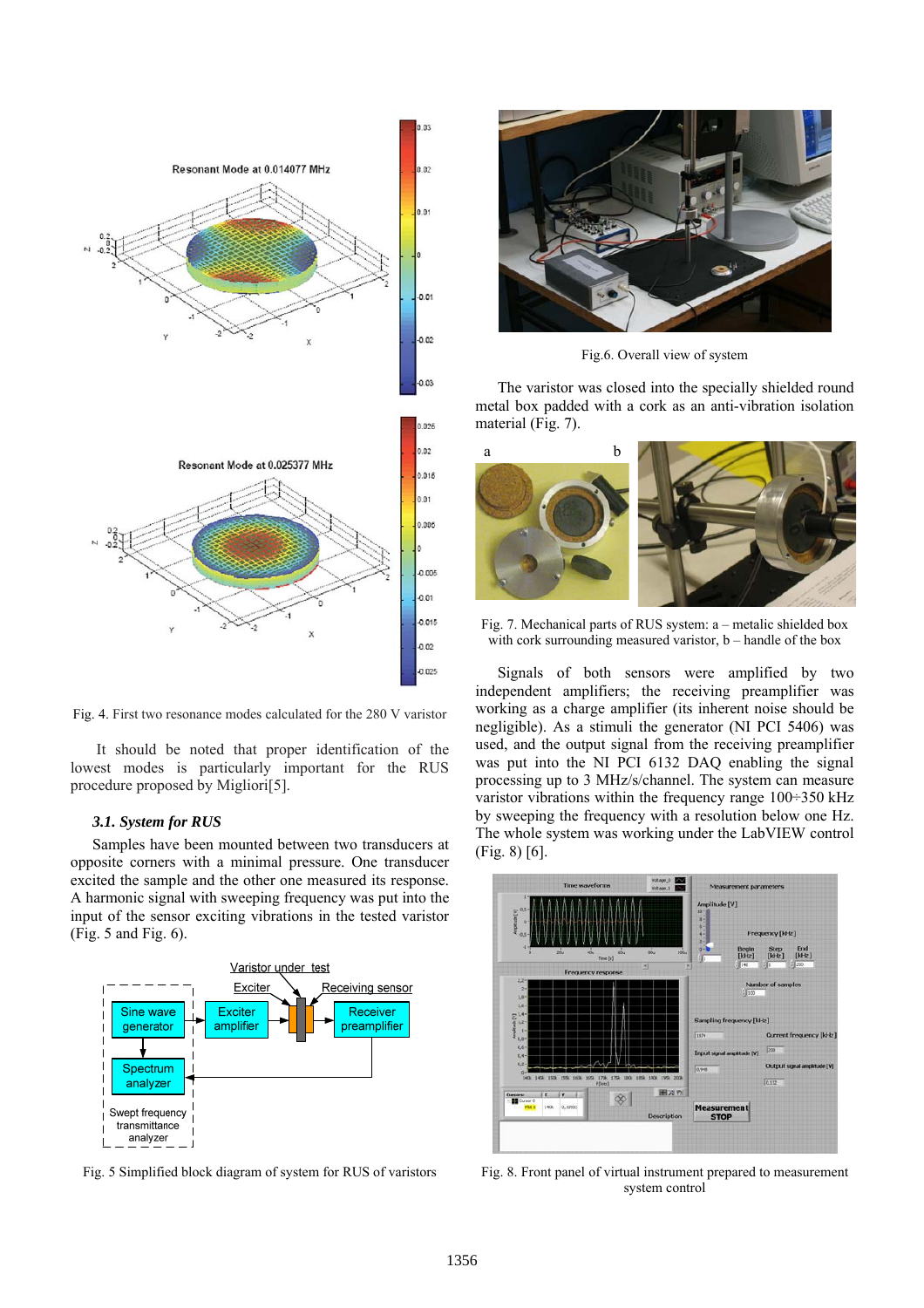Fig. 4. First two resonance modes calculated for the 280 V varistor

It should be noted that proper identification of the lowest modes is particularly important for the RUS procedure proposed by Migliori[5].

### *3.1. System for RUS*

Samples have been mounted between two transducers at opposite corners with a minimal pressure. One transducer excited the sample and the other one measured its response. A harmonic signal with sweeping frequency was put into the input of the sensor exciting vibrations in the tested varistor (Fig. 5 and Fig. 6).

Fig. 5 Simplified block diagram of system for RUS of varistors

Fig.6. Overall view of system

The varistor was closed into the specially shielded round metal box padded with a cork as an anti-vibration isolation material (Fig. 7).

Fig. 7. Mechanical parts of RUS system: a – metalic shielded box with cork surrounding measured varistor, b – handle of the box

Signals of both sensors were amplified by two independent amplifiers; the receiving preamplifier was working as a charge amplifier (its inherent noise should be negligible). As a stimuli the generator (NI PCI 5406) was used, and the output signal from the receiving preamplifier was put into the NI PCI 6132 DAQ enabling the signal processing up to 3 MHz/s/channel. The system can measure varistor vibrations within the frequency range 100÷350 kHz by sweeping the frequency with a resolution below one Hz. The whole system was working under the LabVIEW control (Fig. 8) [6].

Fig. 8. Front panel of virtual instrument prepared to measurement system control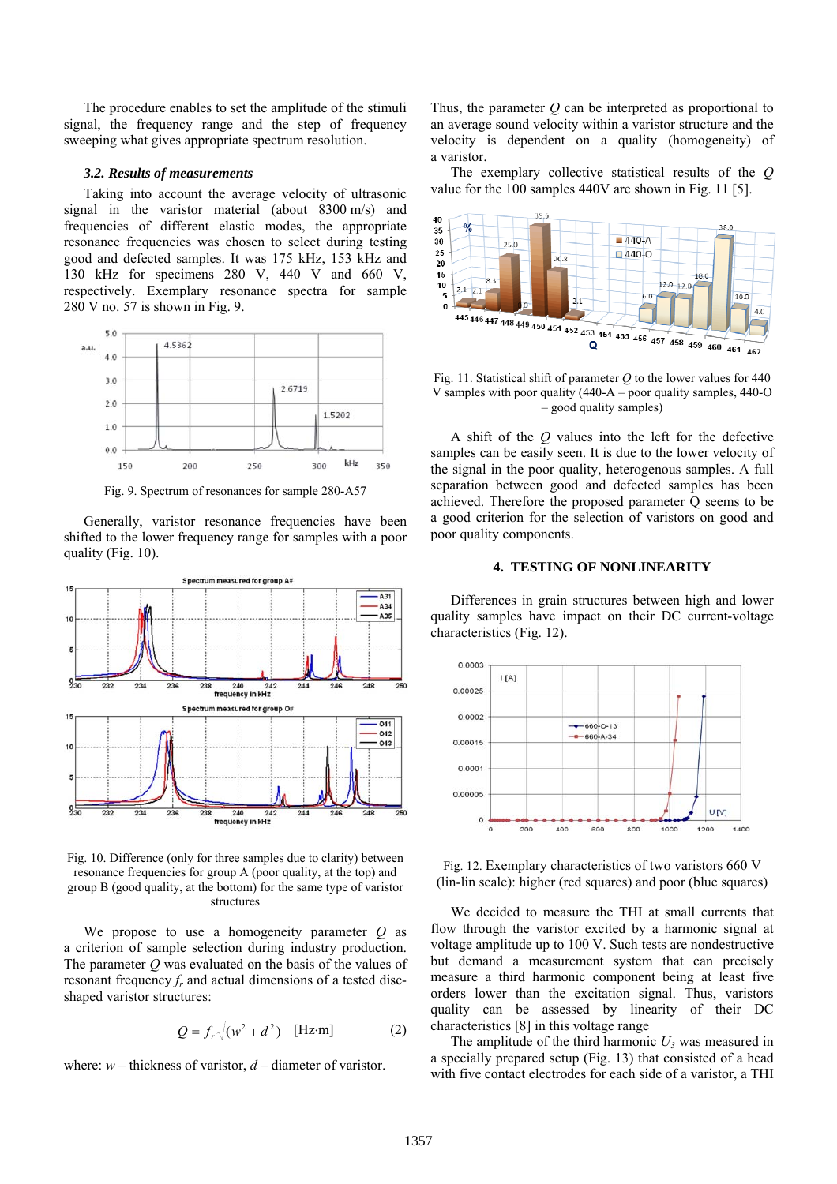The procedure enables to set the amplitude of the stimuli signal, the frequency range and the step of frequency sweeping what gives appropriate spectrum resolution.

### 3.2. Results of measurements

Taking into account the average velocity of ultrasonic signal in the varistor material (about 8300 m/s) and frequencies of different elastic modes, the appropriate resonance frequencies was chosen to select during testing good and defected samples. It was 175 kHz, 153 kHz and 130 kHz for specimens 280 V, 440 V and 660 V, respectively. Exemplary resonance spectra for sample 280 V no. 57 is shown in Fig. 9.

Fig. 9. Spectrum of resonances for sample 280-A57

Generally, varistor resonance frequencies have been shifted to the lower frequency range for samples with a poor quality (Fig. 10).

Fig. 10. Difference (only for three samples due to clarity) between resonance frequencies for group A (poor quality, at the top) and group B (good quality, at the bottom) for the same type of varistor structures

We propose to use a homogeneity parameter $Q$ as a criterion of sample selection during industry production. The parameter $Q$ was evaluated on the basis of the values of resonant frequency $f_r$ and actual dimensions of a tested disc-shaped varistor structures:

$$Q = f_r \sqrt{(w^2 + d^2)} \quad [\text{Hz·m}] \qquad (2)$$

where: $w$ – thickness of varistor, $d$ – diameter of varistor.

Thus, the parameter $Q$ can be interpreted as proportional to an average sound velocity within a varistor structure and the velocity is dependent on a quality (homogeneity) of a varistor.

The exemplary collective statistical results of the $Q$ value for the 100 samples 440V are shown in Fig. 11 [5].

Fig. 11. Statistical shift of parameter $Q$ to the lower values for 440 V samples with poor quality (440-A – poor quality samples, 440-O – good quality samples)

A shift of the $Q$ values into the left for the defective samples can be easily seen. It is due to the lower velocity of the signal in the poor quality, heterogenous samples. A full separation between good and defected samples has been achieved. Therefore the proposed parameter Q seems to be a good criterion for the selection of varistors on good and poor quality components.

## 4. TESTING OF NONLINEARITY

Differences in grain structures between high and lower quality samples have impact on their DC current-voltage characteristics (Fig. 12).

Fig. 12. Exemplary characteristics of two varistors 660 V (lin-lin scale): higher (red squares) and poor (blue squares)

We decided to measure the THI at small currents that flow through the varistor excited by a harmonic signal at voltage amplitude up to 100 V. Such tests are nondestructive but demand a measurement system that can precisely measure a third harmonic component being at least five orders lower than the excitation signal. Thus, varistors quality can be assessed by linearity of their DC characteristics [8] in this voltage range

The amplitude of the third harmonic $U_3$ was measured in a specially prepared setup (Fig. 13) that consisted of a head with five contact electrodes for each side of a varistor, a THI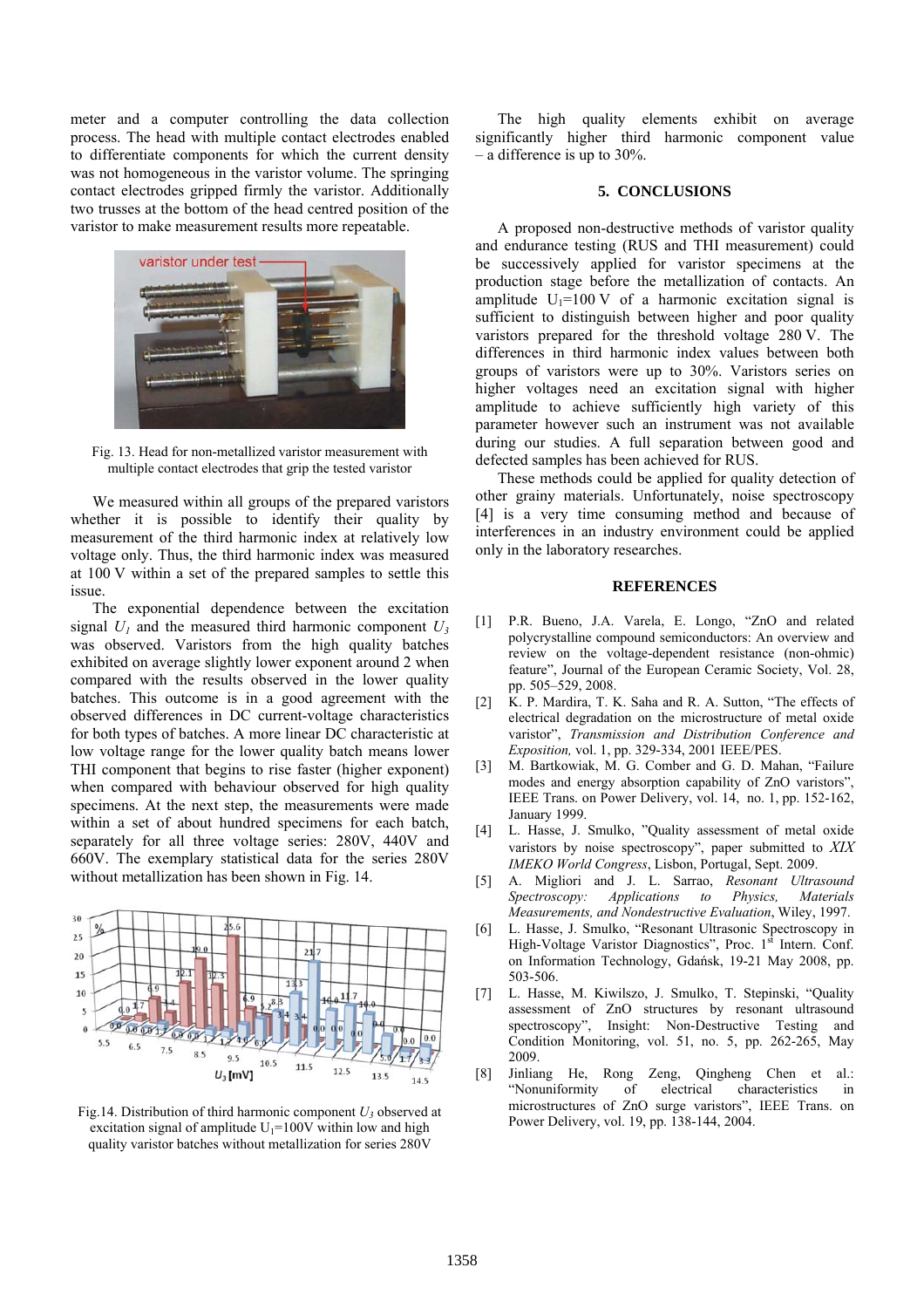meter and a computer controlling the data collection process. The head with multiple contact electrodes enabled to differentiate components for which the current density was not homogeneous in the varistor volume. The springing contact electrodes gripped firmly the varistor. Additionally two trusses at the bottom of the head centred position of the varistor to make measurement results more repeatable.

varistor under test

Fig. 13. Head for non-metallized varistor measurement with multiple contact electrodes that grip the tested varistor

We measured within all groups of the prepared varistors whether it is possible to identify their quality by measurement of the third harmonic index at relatively low voltage only. Thus, the third harmonic index was measured at 100 V within a set of the prepared samples to settle this issue.

The exponential dependence between the excitation signal $U_1$ and the measured third harmonic component $U_3$ was observed. Varistors from the high quality batches exhibited on average slightly lower exponent around 2 when compared with the results observed in the lower quality batches. This outcome is in a good agreement with the observed differences in DC current-voltage characteristics for both types of batches. A more linear DC characteristic at low voltage range for the lower quality batch means lower THI component that begins to rise faster (higher exponent) when compared with behaviour observed for high quality specimens. At the next step, the measurements were made within a set of about hundred specimens for each batch, separately for all three voltage series: 280V, 440V and 660V. The exemplary statistical data for the series 280V without metallization has been shown in Fig. 14.

30
25
20
15
10
5
0
%
5.5
6.5
7.5
8.5
9.5
10.5
11.5
12.5
13.5
14.5
$U_3$ [mV]
0.0
1.7
0.0
0.0
0.0
1.7
6.9
5.1
19.0
12.1
12.3
25.6
6.9
0.0
1.7
1.7
6.0
5.2
8.5
3.4
3.4
13.3
21.7
0.0
0.0
10.0
11.7
0.0
10.0
6.7
5.0
0.0
1.7
0.0
3.3

Fig.14. Distribution of third harmonic component $U_3$ observed at excitation signal of amplitude $U_1$=100V within low and high quality varistor batches without metallization for series 280V

The high quality elements exhibit on average significantly higher third harmonic component value – a difference is up to 30%.

## 5. CONCLUSIONS

A proposed non-destructive methods of varistor quality and endurance testing (RUS and THI measurement) could be successively applied for varistor specimens at the production stage before the metallization of contacts. An amplitude $U_1$=100 V of a harmonic excitation signal is sufficient to distinguish between higher and poor quality varistors prepared for the threshold voltage 280 V. The differences in third harmonic index values between both groups of varistors were up to 30%. Varistors series on higher voltages need an excitation signal with higher amplitude to achieve sufficiently high variety of this parameter however such an instrument was not available during our studies. A full separation between good and defected samples has been achieved for RUS.

These methods could be applied for quality detection of other grainy materials. Unfortunately, noise spectroscopy [4] is a very time consuming method and because of interferences in an industry environment could be applied only in the laboratory researches.

## REFERENCES

[1] P.R. Bueno, J.A. Varela, E. Longo, "ZnO and related polycrystalline compound semiconductors: An overview and review on the voltage-dependent resistance (non-ohmic) feature", Journal of the European Ceramic Society, Vol. 28, pp. 505–529, 2008.

[2] K. P. Mardira, T. K. Saha and R. A. Sutton, "The effects of electrical degradation on the microstructure of metal oxide varistor", *Transmission and Distribution Conference and Exposition,* vol. 1, pp. 329-334, 2001 IEEE/PES.

[3] M. Bartkowiak, M. G. Comber and G. D. Mahan, "Failure modes and energy absorption capability of ZnO varistors", IEEE Trans. on Power Delivery, vol. 14, no. 1, pp. 152-162, January 1999.

[4] L. Hasse, J. Smulko, "Quality assessment of metal oxide varistors by noise spectroscopy", paper submitted to *XIX IMEKO World Congress*, Lisbon, Portugal, Sept. 2009.

[5] A. Migliori and J. L. Sarrao, *Resonant Ultrasound Spectroscopy: Applications to Physics, Materials Measurements, and Nondestructive Evaluation*, Wiley, 1997.

[6] L. Hasse, J. Smulko, "Resonant Ultrasonic Spectroscopy in High-Voltage Varistor Diagnostics", Proc. 1st Intern. Conf. on Information Technology, Gdańsk, 19-21 May 2008, pp. 503-506.

[7] L. Hasse, M. Kiwilszo, J. Smulko, T. Stepinski, "Quality assessment of ZnO structures by resonant ultrasound spectroscopy", Insight: Non-Destructive Testing and Condition Monitoring, vol. 51, no. 5, pp. 262-265, May 2009.

[8] Jinliang He, Rong Zeng, Qingheng Chen et al.: "Nonuniformity of electrical characteristics in microstructures of ZnO surge varistors", IEEE Trans. on Power Delivery, vol. 19, pp. 138-144, 2004.